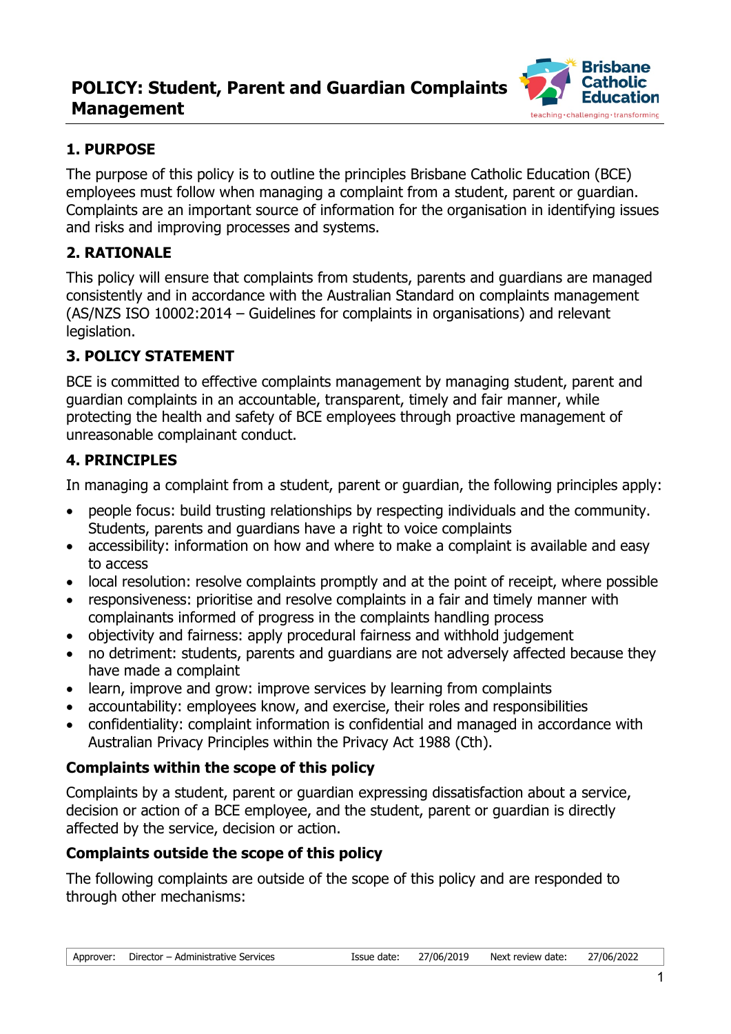# POLICY: Student, Parent and Guardian Complaints Management

## 1. PURPOSE

The purpose of this policy is to outline the principles Brisbane Catholic Education (BCE) employees must follow when managing a complaint from a student, parent or guardian. Complaints are an important source of information for the organisation in identifying issues and risks and improving processes and systems.

## 2. RATIONALE

This policy will ensure that complaints from students, parents and guardians are managed consistently and in accordance with the Australian Standard on complaints management (AS/NZS ISO 10002:2014 – Guidelines for complaints in organisations) and relevant legislation.

## 3. POLICY STATEMENT

BCE is committed to effective complaints management by managing student, parent and guardian complaints in an accountable, transparent, timely and fair manner, while protecting the health and safety of BCE employees through proactive management of unreasonable complainant conduct.

## 4. PRINCIPLES

In managing a complaint from a student, parent or guardian, the following principles apply:

- people focus: build trusting relationships by respecting individuals and the community. Students, parents and guardians have a right to voice complaints
- accessibility: information on how and where to make a complaint is available and easy to access
- local resolution: resolve complaints promptly and at the point of receipt, where possible
- responsiveness: prioritise and resolve complaints in a fair and timely manner with complainants informed of progress in the complaints handling process
- objectivity and fairness: apply procedural fairness and withhold judgement
- no detriment: students, parents and guardians are not adversely affected because they have made a complaint
- learn, improve and grow: improve services by learning from complaints
- accountability: employees know, and exercise, their roles and responsibilities
- confidentiality: complaint information is confidential and managed in accordance with Australian Privacy Principles within the Privacy Act 1988 (Cth).

### Complaints within the scope of this policy

Complaints by a student, parent or guardian expressing dissatisfaction about a service, decision or action of a BCE employee, and the student, parent or guardian is directly affected by the service, decision or action.

### Complaints outside the scope of this policy

The following complaints are outside of the scope of this policy and are responded to through other mechanisms:

| Approver: | Director – Administrative Services | Issue date: | 27/06/2019 | Next review date: | 27/06/2022 |
|---|---|---|---|---|---|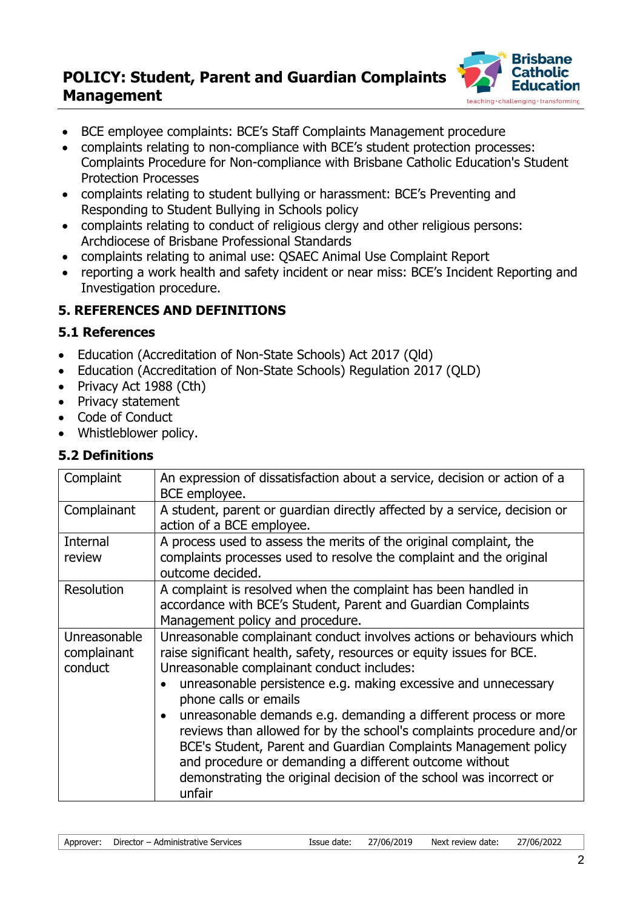- BCE employee complaints: BCE's Staff Complaints Management procedure
- complaints relating to non-compliance with BCE's student protection processes: Complaints Procedure for Non-compliance with Brisbane Catholic Education's Student Protection Processes
- complaints relating to student bullying or harassment: BCE's Preventing and Responding to Student Bullying in Schools policy
- complaints relating to conduct of religious clergy and other religious persons: Archdiocese of Brisbane Professional Standards
- complaints relating to animal use: QSAEC Animal Use Complaint Report
- reporting a work health and safety incident or near miss: BCE's Incident Reporting and Investigation procedure.

## 5. REFERENCES AND DEFINITIONS

### 5.1 References

- Education (Accreditation of Non-State Schools) Act 2017 (Qld)
- Education (Accreditation of Non-State Schools) Regulation 2017 (QLD)
- Privacy Act 1988 (Cth)
- Privacy statement
- Code of Conduct
- Whistleblower policy.

### 5.2 Definitions

| Term | Definition |
|---|---|
| Complaint | An expression of dissatisfaction about a service, decision or action of a BCE employee. |
| Complainant | A student, parent or guardian directly affected by a service, decision or action of a BCE employee. |
| Internal review | A process used to assess the merits of the original complaint, the complaints processes used to resolve the complaint and the original outcome decided. |
| Resolution | A complaint is resolved when the complaint has been handled in accordance with BCE's Student, Parent and Guardian Complaints Management policy and procedure. |
| Unreasonable complainant conduct | Unreasonable complainant conduct involves actions or behaviours which raise significant health, safety, resources or equity issues for BCE. Unreasonable complainant conduct includes:<br>• unreasonable persistence e.g. making excessive and unnecessary phone calls or emails<br>• unreasonable demands e.g. demanding a different process or more reviews than allowed for by the school's complaints procedure and/or BCE's Student, Parent and Guardian Complaints Management policy and procedure or demanding a different outcome without demonstrating the original decision of the school was incorrect or unfair |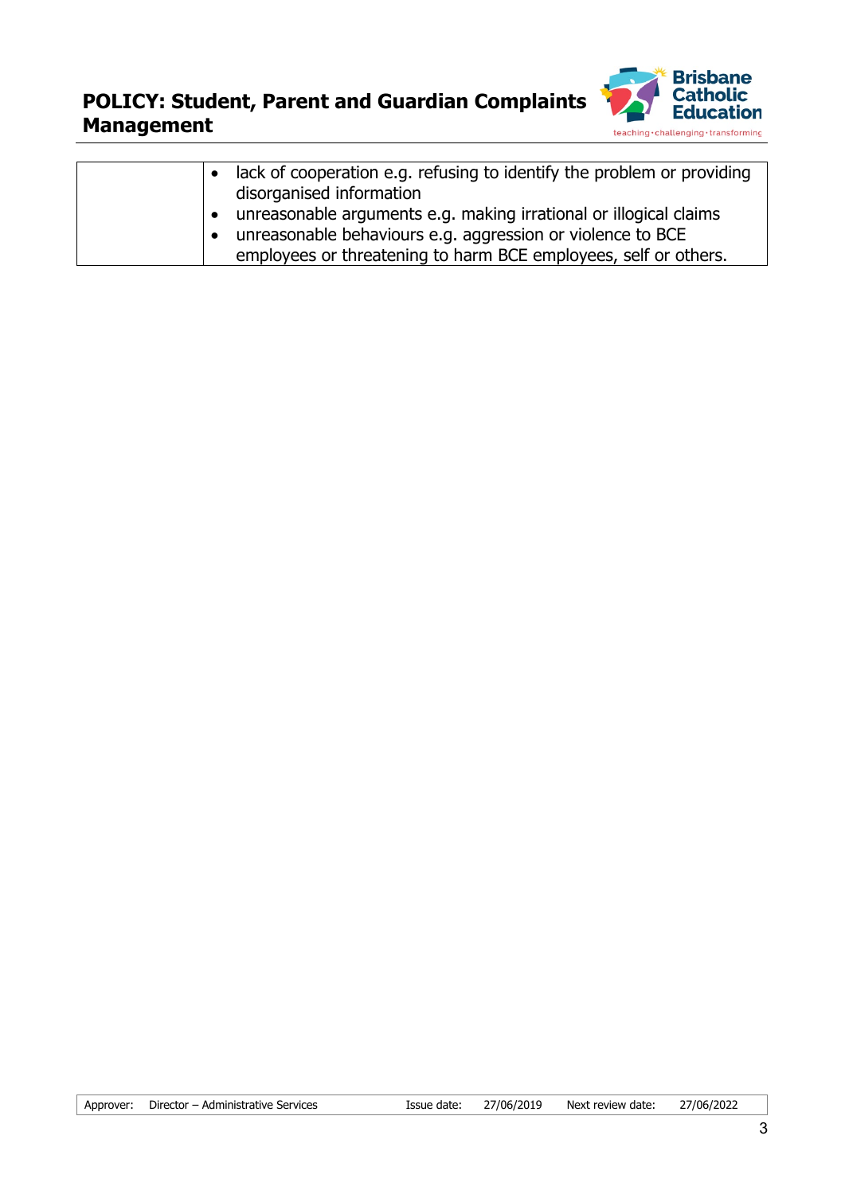| | |
|---|---|
| | • lack of cooperation e.g. refusing to identify the problem or providing disorganised information<br>• unreasonable arguments e.g. making irrational or illogical claims<br>• unreasonable behaviours e.g. aggression or violence to BCE employees or threatening to harm BCE employees, self or others. |